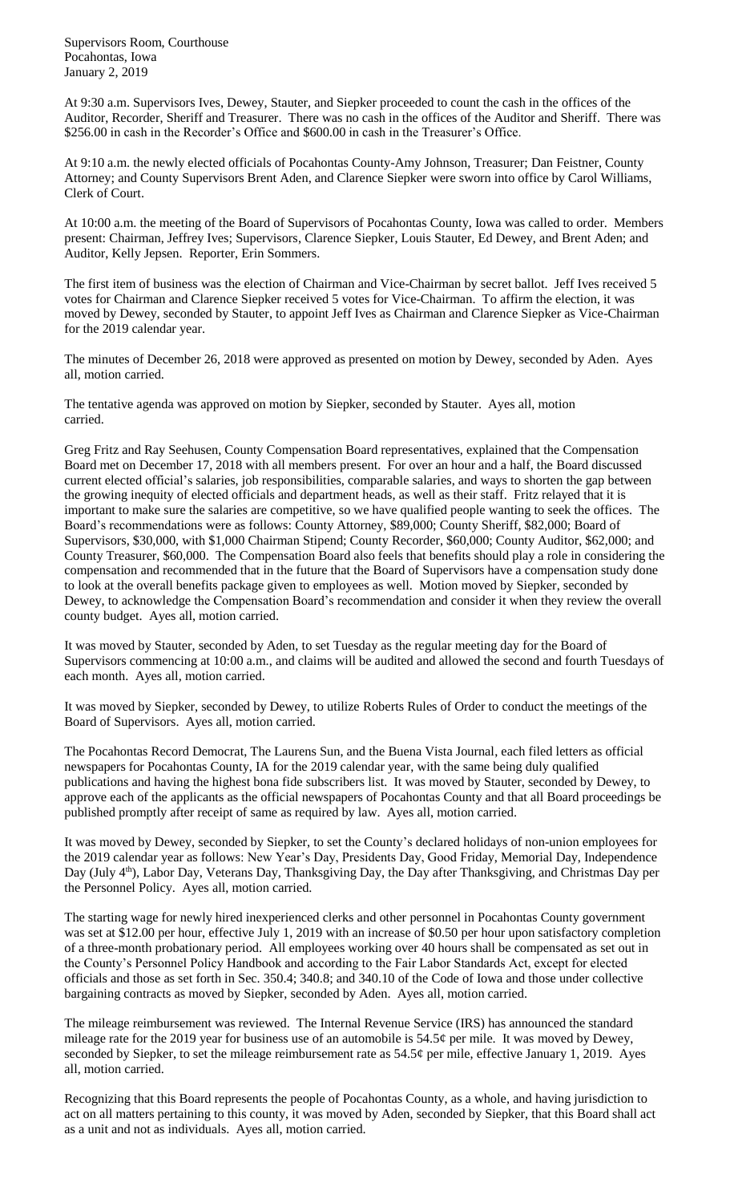Supervisors Room, Courthouse
Pocahontas, Iowa
January 2, 2019

At 9:30 a.m. Supervisors Ives, Dewey, Stauter, and Siepker proceeded to count the cash in the offices of the Auditor, Recorder, Sheriff and Treasurer. There was no cash in the offices of the Auditor and Sheriff. There was $256.00 in cash in the Recorder's Office and $600.00 in cash in the Treasurer's Office.

At 9:10 a.m. the newly elected officials of Pocahontas County-Amy Johnson, Treasurer; Dan Feistner, County Attorney; and County Supervisors Brent Aden, and Clarence Siepker were sworn into office by Carol Williams, Clerk of Court.

At 10:00 a.m. the meeting of the Board of Supervisors of Pocahontas County, Iowa was called to order. Members present: Chairman, Jeffrey Ives; Supervisors, Clarence Siepker, Louis Stauter, Ed Dewey, and Brent Aden; and Auditor, Kelly Jepsen. Reporter, Erin Sommers.

The first item of business was the election of Chairman and Vice-Chairman by secret ballot. Jeff Ives received 5 votes for Chairman and Clarence Siepker received 5 votes for Vice-Chairman. To affirm the election, it was moved by Dewey, seconded by Stauter, to appoint Jeff Ives as Chairman and Clarence Siepker as Vice-Chairman for the 2019 calendar year.

The minutes of December 26, 2018 were approved as presented on motion by Dewey, seconded by Aden. Ayes all, motion carried.

The tentative agenda was approved on motion by Siepker, seconded by Stauter. Ayes all, motion carried.

Greg Fritz and Ray Seehusen, County Compensation Board representatives, explained that the Compensation Board met on December 17, 2018 with all members present. For over an hour and a half, the Board discussed current elected official's salaries, job responsibilities, comparable salaries, and ways to shorten the gap between the growing inequity of elected officials and department heads, as well as their staff. Fritz relayed that it is important to make sure the salaries are competitive, so we have qualified people wanting to seek the offices. The Board's recommendations were as follows: County Attorney, $89,000; County Sheriff, $82,000; Board of Supervisors, $30,000, with $1,000 Chairman Stipend; County Recorder, $60,000; County Auditor, $62,000; and County Treasurer, $60,000. The Compensation Board also feels that benefits should play a role in considering the compensation and recommended that in the future that the Board of Supervisors have a compensation study done to look at the overall benefits package given to employees as well. Motion moved by Siepker, seconded by Dewey, to acknowledge the Compensation Board's recommendation and consider it when they review the overall county budget. Ayes all, motion carried.

It was moved by Stauter, seconded by Aden, to set Tuesday as the regular meeting day for the Board of Supervisors commencing at 10:00 a.m., and claims will be audited and allowed the second and fourth Tuesdays of each month. Ayes all, motion carried.

It was moved by Siepker, seconded by Dewey, to utilize Roberts Rules of Order to conduct the meetings of the Board of Supervisors. Ayes all, motion carried.

The Pocahontas Record Democrat, The Laurens Sun, and the Buena Vista Journal, each filed letters as official newspapers for Pocahontas County, IA for the 2019 calendar year, with the same being duly qualified publications and having the highest bona fide subscribers list. It was moved by Stauter, seconded by Dewey, to approve each of the applicants as the official newspapers of Pocahontas County and that all Board proceedings be published promptly after receipt of same as required by law. Ayes all, motion carried.

It was moved by Dewey, seconded by Siepker, to set the County's declared holidays of non-union employees for the 2019 calendar year as follows: New Year's Day, Presidents Day, Good Friday, Memorial Day, Independence Day (July 4th), Labor Day, Veterans Day, Thanksgiving Day, the Day after Thanksgiving, and Christmas Day per the Personnel Policy. Ayes all, motion carried.

The starting wage for newly hired inexperienced clerks and other personnel in Pocahontas County government was set at $12.00 per hour, effective July 1, 2019 with an increase of $0.50 per hour upon satisfactory completion of a three-month probationary period. All employees working over 40 hours shall be compensated as set out in the County's Personnel Policy Handbook and according to the Fair Labor Standards Act, except for elected officials and those as set forth in Sec. 350.4; 340.8; and 340.10 of the Code of Iowa and those under collective bargaining contracts as moved by Siepker, seconded by Aden. Ayes all, motion carried.

The mileage reimbursement was reviewed. The Internal Revenue Service (IRS) has announced the standard mileage rate for the 2019 year for business use of an automobile is 54.5¢ per mile. It was moved by Dewey, seconded by Siepker, to set the mileage reimbursement rate as 54.5¢ per mile, effective January 1, 2019. Ayes all, motion carried.

Recognizing that this Board represents the people of Pocahontas County, as a whole, and having jurisdiction to act on all matters pertaining to this county, it was moved by Aden, seconded by Siepker, that this Board shall act as a unit and not as individuals. Ayes all, motion carried.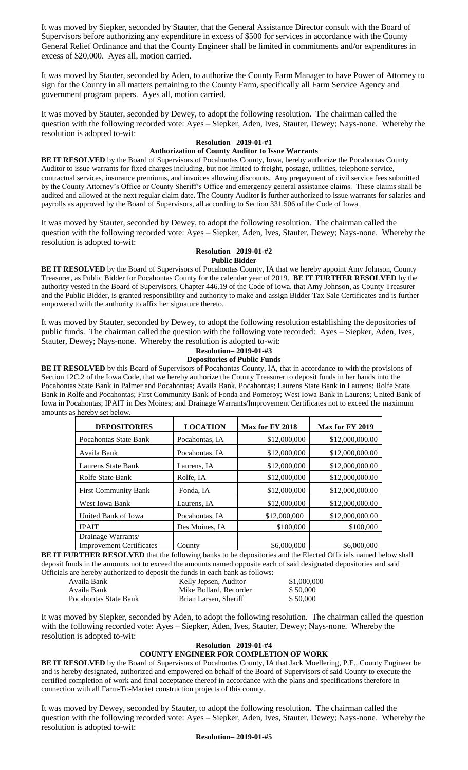It was moved by Siepker, seconded by Stauter, that the General Assistance Director consult with the Board of Supervisors before authorizing any expenditure in excess of $500 for services in accordance with the County General Relief Ordinance and that the County Engineer shall be limited in commitments and/or expenditures in excess of $20,000. Ayes all, motion carried.

It was moved by Stauter, seconded by Aden, to authorize the County Farm Manager to have Power of Attorney to sign for the County in all matters pertaining to the County Farm, specifically all Farm Service Agency and government program papers. Ayes all, motion carried.

It was moved by Stauter, seconded by Dewey, to adopt the following resolution. The chairman called the question with the following recorded vote: Ayes – Siepker, Aden, Ives, Stauter, Dewey; Nays-none. Whereby the resolution is adopted to-wit:

**Resolution– 2019-01-#1**
**Authorization of County Auditor to Issue Warrants**

**BE IT RESOLVED** by the Board of Supervisors of Pocahontas County, Iowa, hereby authorize the Pocahontas County Auditor to issue warrants for fixed charges including, but not limited to freight, postage, utilities, telephone service, contractual services, insurance premiums, and invoices allowing discounts. Any prepayment of civil service fees submitted by the County Attorney's Office or County Sheriff's Office and emergency general assistance claims. These claims shall be audited and allowed at the next regular claim date. The County Auditor is further authorized to issue warrants for salaries and payrolls as approved by the Board of Supervisors, all according to Section 331.506 of the Code of Iowa.

It was moved by Stauter, seconded by Dewey, to adopt the following resolution. The chairman called the question with the following recorded vote: Ayes – Siepker, Aden, Ives, Stauter, Dewey; Nays-none. Whereby the resolution is adopted to-wit:

**Resolution– 2019-01-#2**
**Public Bidder**

**BE IT RESOLVED** by the Board of Supervisors of Pocahontas County, IA that we hereby appoint Amy Johnson, County Treasurer, as Public Bidder for Pocahontas County for the calendar year of 2019. **BE IT FURTHER RESOLVED** by the authority vested in the Board of Supervisors, Chapter 446.19 of the Code of Iowa, that Amy Johnson, as County Treasurer and the Public Bidder, is granted responsibility and authority to make and assign Bidder Tax Sale Certificates and is further empowered with the authority to affix her signature thereto.

It was moved by Stauter, seconded by Dewey, to adopt the following resolution establishing the depositories of public funds. The chairman called the question with the following vote recorded: Ayes – Siepker, Aden, Ives, Stauter, Dewey; Nays-none. Whereby the resolution is adopted to-wit:

**Resolution– 2019-01-#3**
**Depositories of Public Funds**

**BE IT RESOLVED** by this Board of Supervisors of Pocahontas County, IA, that in accordance to with the provisions of Section 12C.2 of the Iowa Code, that we hereby authorize the County Treasurer to deposit funds in her hands into the Pocahontas State Bank in Palmer and Pocahontas; Availa Bank, Pocahontas; Laurens State Bank in Laurens; Rolfe State Bank in Rolfe and Pocahontas; First Community Bank of Fonda and Pomeroy; West Iowa Bank in Laurens; United Bank of Iowa in Pocahontas; IPAIT in Des Moines; and Drainage Warrants/Improvement Certificates not to exceed the maximum amounts as hereby set below.

| DEPOSITORIES | LOCATION | Max for FY 2018 | Max for FY 2019 |
|---|---|---|---|
| Pocahontas State Bank | Pocahontas, IA | $12,000,000 | $12,000,000.00 |
| Availa Bank | Pocahontas, IA | $12,000,000 | $12,000,000.00 |
| Laurens State Bank | Laurens, IA | $12,000,000 | $12,000,000.00 |
| Rolfe State Bank | Rolfe, IA | $12,000,000 | $12,000,000.00 |
| First Community Bank | Fonda, IA | $12,000,000 | $12,000,000.00 |
| West Iowa Bank | Laurens, IA | $12,000,000 | $12,000,000.00 |
| United Bank of Iowa | Pocahontas, IA | $12,000,000 | $12,000,000.00 |
| IPAIT | Des Moines, IA | $100,000 | $100,000 |
| Drainage Warrants/ Improvement Certificates | County | $6,000,000 | $6,000,000 |

**BE IT FURTHER RESOLVED** that the following banks to be depositories and the Elected Officials named below shall deposit funds in the amounts not to exceed the amounts named opposite each of said designated depositories and said Officials are hereby authorized to deposit the funds in each bank as follows:

| | | |
|---|---|---|
| Availa Bank | Kelly Jepsen, Auditor | $1,000,000 |
| Availa Bank | Mike Bollard, Recorder | $ 50,000 |
| Pocahontas State Bank | Brian Larsen, Sheriff | $ 50,000 |

It was moved by Siepker, seconded by Aden, to adopt the following resolution. The chairman called the question with the following recorded vote: Ayes – Siepker, Aden, Ives, Stauter, Dewey; Nays-none. Whereby the resolution is adopted to-wit:

**Resolution– 2019-01-#4**
**COUNTY ENGINEER FOR COMPLETION OF WORK**

**BE IT RESOLVED** by the Board of Supervisors of Pocahontas County, IA that Jack Moellering, P.E., County Engineer be and is hereby designated, authorized and empowered on behalf of the Board of Supervisors of said County to execute the certified completion of work and final acceptance thereof in accordance with the plans and specifications therefore in connection with all Farm-To-Market construction projects of this county.

It was moved by Dewey, seconded by Stauter, to adopt the following resolution. The chairman called the question with the following recorded vote: Ayes – Siepker, Aden, Ives, Stauter, Dewey; Nays-none. Whereby the resolution is adopted to-wit:

**Resolution– 2019-01-#5**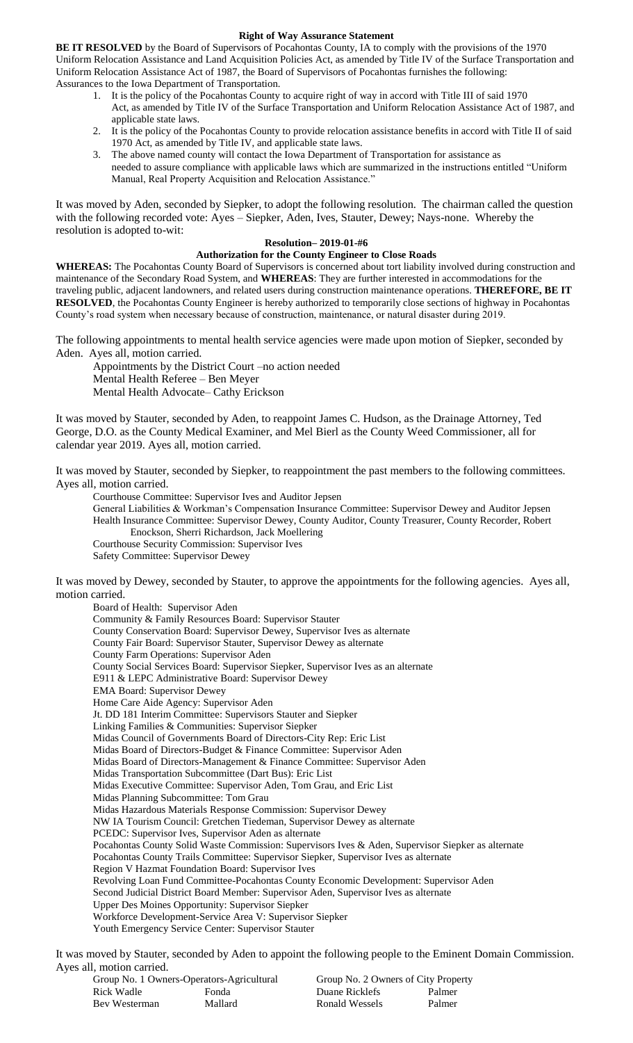**Right of Way Assurance Statement**

**BE IT RESOLVED** by the Board of Supervisors of Pocahontas County, IA to comply with the provisions of the 1970 Uniform Relocation Assistance and Land Acquisition Policies Act, as amended by Title IV of the Surface Transportation and Uniform Relocation Assistance Act of 1987, the Board of Supervisors of Pocahontas furnishes the following: Assurances to the Iowa Department of Transportation.

1. It is the policy of the Pocahontas County to acquire right of way in accord with Title III of said 1970 Act, as amended by Title IV of the Surface Transportation and Uniform Relocation Assistance Act of 1987, and applicable state laws.
2. It is the policy of the Pocahontas County to provide relocation assistance benefits in accord with Title II of said 1970 Act, as amended by Title IV, and applicable state laws.
3. The above named county will contact the Iowa Department of Transportation for assistance as needed to assure compliance with applicable laws which are summarized in the instructions entitled "Uniform Manual, Real Property Acquisition and Relocation Assistance."

It was moved by Aden, seconded by Siepker, to adopt the following resolution. The chairman called the question with the following recorded vote: Ayes – Siepker, Aden, Ives, Stauter, Dewey; Nays-none. Whereby the resolution is adopted to-wit:

**Resolution– 2019-01-#6**

**Authorization for the County Engineer to Close Roads**

**WHEREAS:** The Pocahontas County Board of Supervisors is concerned about tort liability involved during construction and maintenance of the Secondary Road System, and **WHEREAS**: They are further interested in accommodations for the traveling public, adjacent landowners, and related users during construction maintenance operations. **THEREFORE, BE IT RESOLVED**, the Pocahontas County Engineer is hereby authorized to temporarily close sections of highway in Pocahontas County's road system when necessary because of construction, maintenance, or natural disaster during 2019.

The following appointments to mental health service agencies were made upon motion of Siepker, seconded by Aden. Ayes all, motion carried.

Appointments by the District Court –no action needed
Mental Health Referee – Ben Meyer
Mental Health Advocate– Cathy Erickson

It was moved by Stauter, seconded by Aden, to reappoint James C. Hudson, as the Drainage Attorney, Ted George, D.O. as the County Medical Examiner, and Mel Bierl as the County Weed Commissioner, all for calendar year 2019. Ayes all, motion carried.

It was moved by Stauter, seconded by Siepker, to reappointment the past members to the following committees. Ayes all, motion carried.

Courthouse Committee: Supervisor Ives and Auditor Jepsen
General Liabilities & Workman's Compensation Insurance Committee: Supervisor Dewey and Auditor Jepsen
Health Insurance Committee: Supervisor Dewey, County Auditor, County Treasurer, County Recorder, Robert Enockson, Sherri Richardson, Jack Moellering
Courthouse Security Commission: Supervisor Ives
Safety Committee: Supervisor Dewey

It was moved by Dewey, seconded by Stauter, to approve the appointments for the following agencies. Ayes all, motion carried.

Board of Health: Supervisor Aden
Community & Family Resources Board: Supervisor Stauter
County Conservation Board: Supervisor Dewey, Supervisor Ives as alternate
County Fair Board: Supervisor Stauter, Supervisor Dewey as alternate
County Farm Operations: Supervisor Aden
County Social Services Board: Supervisor Siepker, Supervisor Ives as an alternate
E911 & LEPC Administrative Board: Supervisor Dewey
EMA Board: Supervisor Dewey
Home Care Aide Agency: Supervisor Aden
Jt. DD 181 Interim Committee: Supervisors Stauter and Siepker
Linking Families & Communities: Supervisor Siepker
Midas Council of Governments Board of Directors-City Rep: Eric List
Midas Board of Directors-Budget & Finance Committee: Supervisor Aden
Midas Board of Directors-Management & Finance Committee: Supervisor Aden
Midas Transportation Subcommittee (Dart Bus): Eric List
Midas Executive Committee: Supervisor Aden, Tom Grau, and Eric List
Midas Planning Subcommittee: Tom Grau
Midas Hazardous Materials Response Commission: Supervisor Dewey
NW IA Tourism Council: Gretchen Tiedeman, Supervisor Dewey as alternate
PCEDC: Supervisor Ives, Supervisor Aden as alternate
Pocahontas County Solid Waste Commission: Supervisors Ives & Aden, Supervisor Siepker as alternate
Pocahontas County Trails Committee: Supervisor Siepker, Supervisor Ives as alternate
Region V Hazmat Foundation Board: Supervisor Ives
Revolving Loan Fund Committee-Pocahontas County Economic Development: Supervisor Aden
Second Judicial District Board Member: Supervisor Aden, Supervisor Ives as alternate
Upper Des Moines Opportunity: Supervisor Siepker
Workforce Development-Service Area V: Supervisor Siepker
Youth Emergency Service Center: Supervisor Stauter

It was moved by Stauter, seconded by Aden to appoint the following people to the Eminent Domain Commission. Ayes all, motion carried.

| Group No. 1 Owners-Operators-Agricultural | | Group No. 2 Owners of City Property | |
|---|---|---|---|
| Rick Wadle | Fonda | Duane Ricklefs | Palmer |
| Bev Westerman | Mallard | Ronald Wessels | Palmer |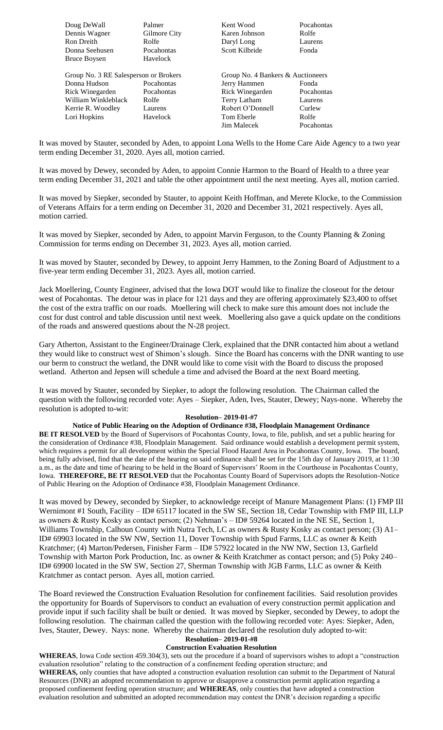| | | | |
|---|---|---|---|
| Doug DeWall | Palmer | Kent Wood | Pocahontas |
| Dennis Wagner | Gilmore City | Karen Johnson | Rolfe |
| Ron Dreith | Rolfe | Daryl Long | Laurens |
| Donna Seehusen | Pocahontas | Scott Kilbride | Fonda |
| Bruce Boysen | Havelock | | |

| Group No. 3 RE Salesperson or Brokers | | Group No. 4 Bankers & Auctioneers | |
|---|---|---|---|
| Donna Hudson | Pocahontas | Jerry Hammen | Fonda |
| Rick Winegarden | Pocahontas | Rick Winegarden | Pocahontas |
| William Winkleblack | Rolfe | Terry Latham | Laurens |
| Kerrie R. Woodley | Laurens | Robert O'Donnell | Curlew |
| Lori Hopkins | Havelock | Tom Eberle | Rolfe |
| | | Jim Malecek | Pocahontas |

It was moved by Stauter, seconded by Aden, to appoint Lona Wells to the Home Care Aide Agency to a two year term ending December 31, 2020. Ayes all, motion carried.

It was moved by Dewey, seconded by Aden, to appoint Connie Harmon to the Board of Health to a three year term ending December 31, 2021 and table the other appointment until the next meeting. Ayes all, motion carried.

It was moved by Siepker, seconded by Stauter, to appoint Keith Hoffman, and Merete Klocke, to the Commission of Veterans Affairs for a term ending on December 31, 2020 and December 31, 2021 respectively. Ayes all, motion carried.

It was moved by Siepker, seconded by Aden, to appoint Marvin Ferguson, to the County Planning & Zoning Commission for terms ending on December 31, 2023. Ayes all, motion carried.

It was moved by Stauter, seconded by Dewey, to appoint Jerry Hammen, to the Zoning Board of Adjustment to a five-year term ending December 31, 2023. Ayes all, motion carried.

Jack Moellering, County Engineer, advised that the Iowa DOT would like to finalize the closeout for the detour west of Pocahontas. The detour was in place for 121 days and they are offering approximately $23,400 to offset the cost of the extra traffic on our roads. Moellering will check to make sure this amount does not include the cost for dust control and table discussion until next week. Moellering also gave a quick update on the conditions of the roads and answered questions about the N-28 project.

Gary Atherton, Assistant to the Engineer/Drainage Clerk, explained that the DNR contacted him about a wetland they would like to construct west of Shimon's slough. Since the Board has concerns with the DNR wanting to use our berm to construct the wetland, the DNR would like to come visit with the Board to discuss the proposed wetland. Atherton and Jepsen will schedule a time and advised the Board at the next Board meeting.

It was moved by Stauter, seconded by Siepker, to adopt the following resolution. The Chairman called the question with the following recorded vote: Ayes – Siepker, Aden, Ives, Stauter, Dewey; Nays-none. Whereby the resolution is adopted to-wit:

**Resolution– 2019-01-#7**

**Notice of Public Hearing on the Adoption of Ordinance #38, Floodplain Management Ordinance**

**BE IT RESOLVED** by the Board of Supervisors of Pocahontas County, Iowa, to file, publish, and set a public hearing for the consideration of Ordinance #38, Floodplain Management. Said ordinance would establish a development permit system, which requires a permit for all development within the Special Flood Hazard Area in Pocahontas County, Iowa. The board, being fully advised, find that the date of the hearing on said ordinance shall be set for the 15th day of January 2019, at 11:30 a.m., as the date and time of hearing to be held in the Board of Supervisors' Room in the Courthouse in Pocahontas County, Iowa. **THEREFORE, BE IT RESOLVED** that the Pocahontas County Board of Supervisors adopts the Resolution-Notice of Public Hearing on the Adoption of Ordinance #38, Floodplain Management Ordinance.

It was moved by Dewey, seconded by Siepker, to acknowledge receipt of Manure Management Plans: (1) FMP III Wernimont #1 South, Facility – ID# 65117 located in the SW SE, Section 18, Cedar Township with FMP III, LLP as owners & Rusty Kosky as contact person; (2) Nehman's – ID# 59264 located in the NE SE, Section 1, Williams Township, Calhoun County with Nutra Tech, LC as owners & Rusty Kosky as contact person; (3) A1– ID# 69903 located in the SW NW, Section 11, Dover Township with Spud Farms, LLC as owner & Keith Kratchmer; (4) Marton/Pedersen, Finisher Farm – ID# 57922 located in the NW NW, Section 13, Garfield Township with Marton Pork Production, Inc. as owner & Keith Kratchmer as contact person; and (5) Poky 240– ID# 69900 located in the SW SW, Section 27, Sherman Township with JGB Farms, LLC as owner & Keith Kratchmer as contact person. Ayes all, motion carried.

The Board reviewed the Construction Evaluation Resolution for confinement facilities. Said resolution provides the opportunity for Boards of Supervisors to conduct an evaluation of every construction permit application and provide input if such facility shall be built or denied. It was moved by Siepker, seconded by Dewey, to adopt the following resolution. The chairman called the question with the following recorded vote: Ayes: Siepker, Aden, Ives, Stauter, Dewey. Nays: none. Whereby the chairman declared the resolution duly adopted to-wit:

**Resolution– 2019-01-#8**

**Construction Evaluation Resolution**

**WHEREAS**, Iowa Code section 459.304(3), sets out the procedure if a board of supervisors wishes to adopt a "construction evaluation resolution" relating to the construction of a confinement feeding operation structure; and

**WHEREAS,** only counties that have adopted a construction evaluation resolution can submit to the Department of Natural Resources (DNR) an adopted recommendation to approve or disapprove a construction permit application regarding a proposed confinement feeding operation structure; and **WHEREAS**, only counties that have adopted a construction evaluation resolution and submitted an adopted recommendation may contest the DNR's decision regarding a specific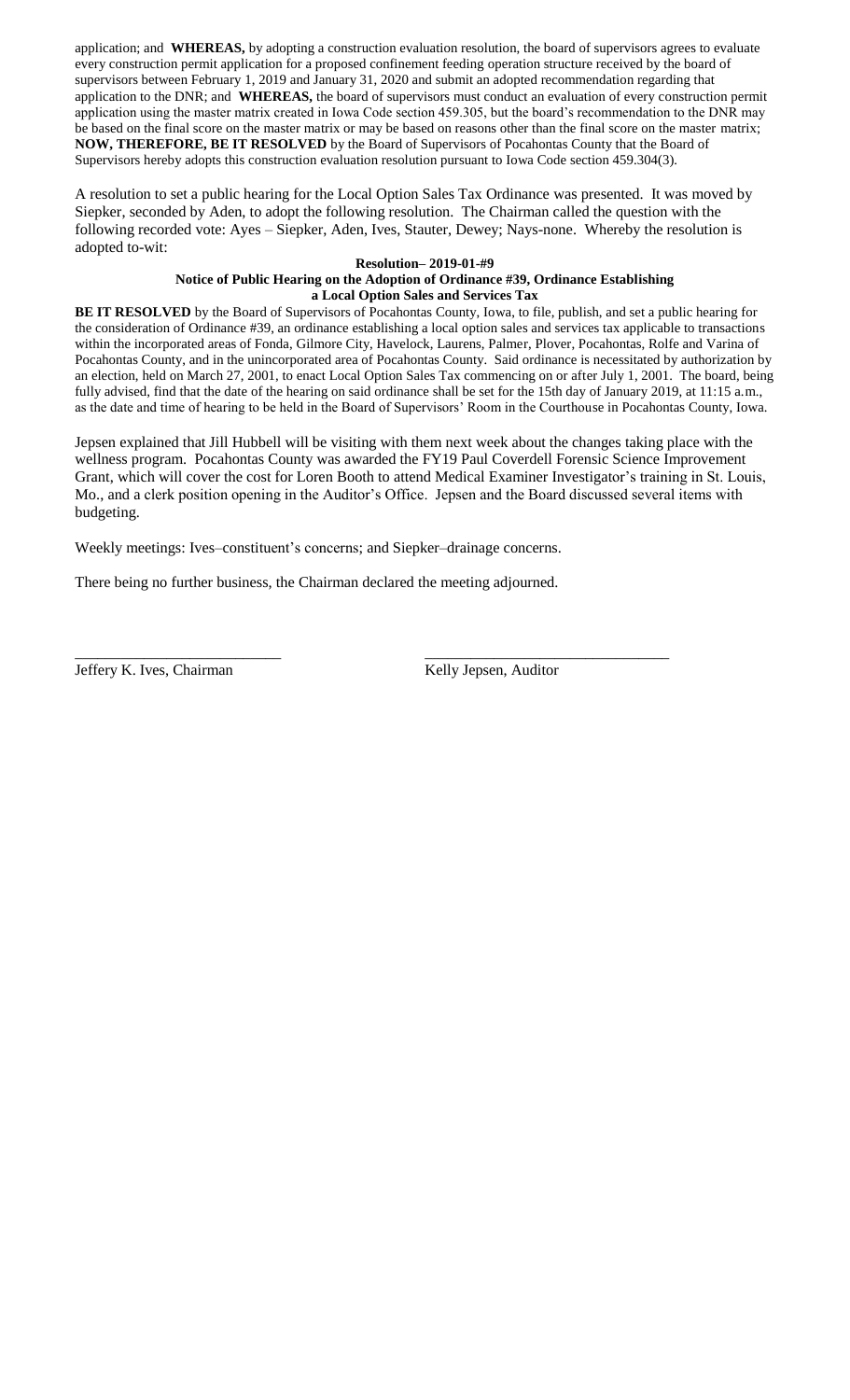application; and **WHEREAS,** by adopting a construction evaluation resolution, the board of supervisors agrees to evaluate every construction permit application for a proposed confinement feeding operation structure received by the board of supervisors between February 1, 2019 and January 31, 2020 and submit an adopted recommendation regarding that application to the DNR; and **WHEREAS,** the board of supervisors must conduct an evaluation of every construction permit application using the master matrix created in Iowa Code section 459.305, but the board's recommendation to the DNR may be based on the final score on the master matrix or may be based on reasons other than the final score on the master matrix; **NOW, THEREFORE, BE IT RESOLVED** by the Board of Supervisors of Pocahontas County that the Board of Supervisors hereby adopts this construction evaluation resolution pursuant to Iowa Code section 459.304(3).

A resolution to set a public hearing for the Local Option Sales Tax Ordinance was presented. It was moved by Siepker, seconded by Aden, to adopt the following resolution. The Chairman called the question with the following recorded vote: Ayes – Siepker, Aden, Ives, Stauter, Dewey; Nays-none. Whereby the resolution is adopted to-wit:

**Resolution– 2019-01-#9**
**Notice of Public Hearing on the Adoption of Ordinance #39, Ordinance Establishing a Local Option Sales and Services Tax**

**BE IT RESOLVED** by the Board of Supervisors of Pocahontas County, Iowa, to file, publish, and set a public hearing for the consideration of Ordinance #39, an ordinance establishing a local option sales and services tax applicable to transactions within the incorporated areas of Fonda, Gilmore City, Havelock, Laurens, Palmer, Plover, Pocahontas, Rolfe and Varina of Pocahontas County, and in the unincorporated area of Pocahontas County. Said ordinance is necessitated by authorization by an election, held on March 27, 2001, to enact Local Option Sales Tax commencing on or after July 1, 2001. The board, being fully advised, find that the date of the hearing on said ordinance shall be set for the 15th day of January 2019, at 11:15 a.m., as the date and time of hearing to be held in the Board of Supervisors' Room in the Courthouse in Pocahontas County, Iowa.

Jepsen explained that Jill Hubbell will be visiting with them next week about the changes taking place with the wellness program. Pocahontas County was awarded the FY19 Paul Coverdell Forensic Science Improvement Grant, which will cover the cost for Loren Booth to attend Medical Examiner Investigator's training in St. Louis, Mo., and a clerk position opening in the Auditor's Office. Jepsen and the Board discussed several items with budgeting.

Weekly meetings: Ives–constituent's concerns; and Siepker–drainage concerns.

There being no further business, the Chairman declared the meeting adjourned.

\_\_\_\_\_\_\_\_\_\_\_\_\_\_\_\_\_\_\_\_\_\_\_\_\_\_ \_\_\_\_\_\_\_\_\_\_\_\_\_\_\_\_\_\_\_\_\_\_\_\_\_\_\_\_\_\_\_
Jeffery K. Ives, Chairman Kelly Jepsen, Auditor